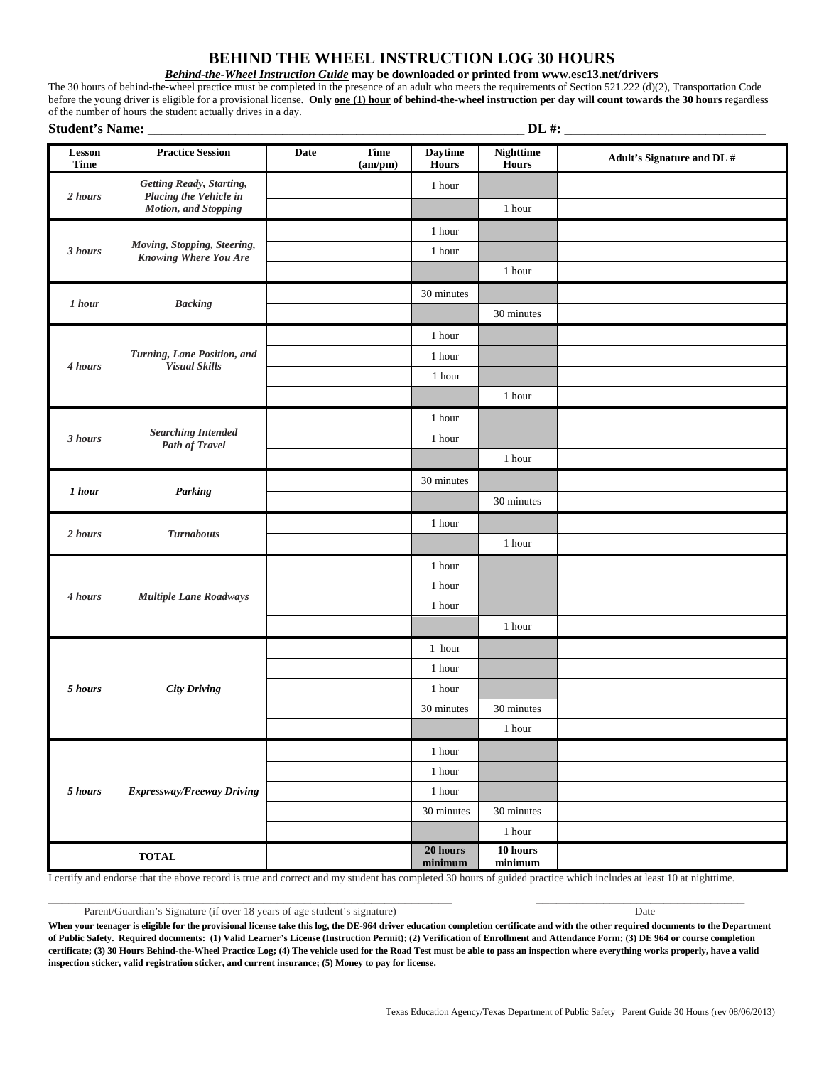# BEHIND THE WHEEL INSTRUCTION LOG 30 HOURS

***Behind-the-Wheel Instruction Guide*** **may be downloaded or printed from www.esc13.net/drivers**

The 30 hours of behind-the-wheel practice must be completed in the presence of an adult who meets the requirements of Section 521.222 (d)(2), Transportation Code before the young driver is eligible for a provisional license. **Only one (1) hour of behind-the-wheel instruction per day will count towards the 30 hours** regardless of the number of hours the student actually drives in a day.

**Student's Name:** ___________________________________________________________ **DL #:** ________________________________

| Lesson Time | Practice Session | Date | Time (am/pm) | Daytime Hours | Nighttime Hours | Adult's Signature and DL # |
|---|---|---|---|---|---|---|
| *2 hours* | *Getting Ready, Starting, Placing the Vehicle in Motion, and Stopping* | | | 1 hour | | |
| | | | | | 1 hour | |
| *3 hours* | *Moving, Stopping, Steering, Knowing Where You Are* | | | 1 hour | | |
| | | | | 1 hour | | |
| | | | | | 1 hour | |
| *1 hour* | *Backing* | | | 30 minutes | | |
| | | | | | 30 minutes | |
| *4 hours* | *Turning, Lane Position, and Visual Skills* | | | 1 hour | | |
| | | | | 1 hour | | |
| | | | | 1 hour | | |
| | | | | | 1 hour | |
| *3 hours* | *Searching Intended Path of Travel* | | | 1 hour | | |
| | | | | 1 hour | | |
| | | | | | 1 hour | |
| *1 hour* | *Parking* | | | 30 minutes | | |
| | | | | | 30 minutes | |
| *2 hours* | *Turnabouts* | | | 1 hour | | |
| | | | | | 1 hour | |
| *4 hours* | *Multiple Lane Roadways* | | | 1 hour | | |
| | | | | 1 hour | | |
| | | | | 1 hour | | |
| | | | | | 1 hour | |
| *5 hours* | *City Driving* | | | 1 hour | | |
| | | | | 1 hour | | |
| | | | | 1 hour | | |
| | | | | 30 minutes | 30 minutes | |
| | | | | | 1 hour | |
| *5 hours* | *Expressway/Freeway Driving* | | | 1 hour | | |
| | | | | 1 hour | | |
| | | | | 1 hour | | |
| | | | | 30 minutes | 30 minutes | |
| | | | | | 1 hour | |
| **TOTAL** | | | | **20 hours minimum** | **10 hours minimum** | |

I certify and endorse that the above record is true and correct and my student has completed 30 hours of guided practice which includes at least 10 at nighttime.

_______________________________________________________________________ ____________________________________

Parent/Guardian's Signature (if over 18 years of age student's signature) Date

**When your teenager is eligible for the provisional license take this log, the DE-964 driver education completion certificate and with the other required documents to the Department of Public Safety. Required documents: (1) Valid Learner's License (Instruction Permit); (2) Verification of Enrollment and Attendance Form; (3) DE 964 or course completion certificate; (3) 30 Hours Behind-the-Wheel Practice Log; (4) The vehicle used for the Road Test must be able to pass an inspection where everything works properly, have a valid inspection sticker, valid registration sticker, and current insurance; (5) Money to pay for license.**

Texas Education Agency/Texas Department of Public Safety Parent Guide 30 Hours (rev 08/06/2013)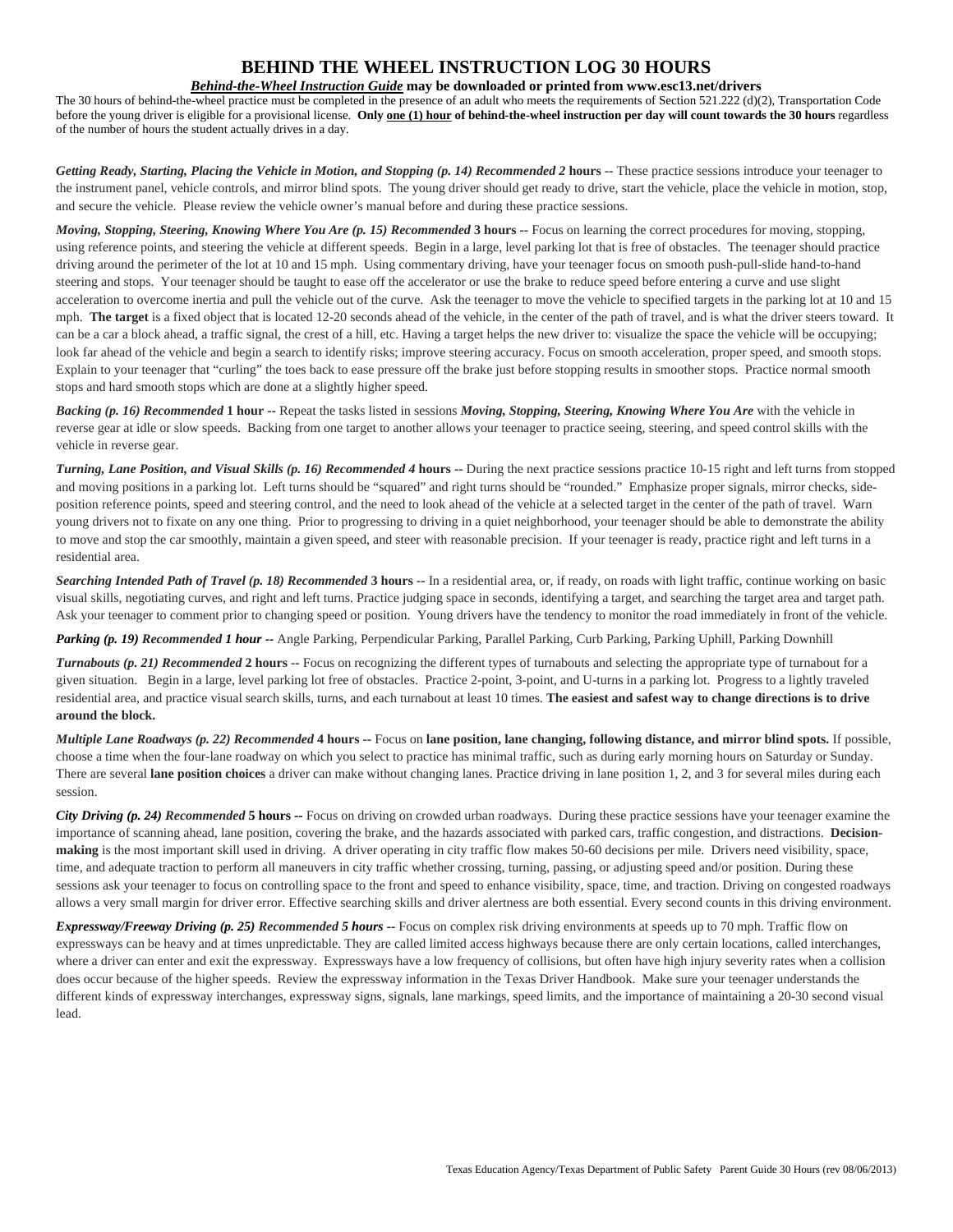# BEHIND THE WHEEL INSTRUCTION LOG 30 HOURS

***Behind-the-Wheel Instruction Guide*** **may be downloaded or printed from www.esc13.net/drivers**

The 30 hours of behind-the-wheel practice must be completed in the presence of an adult who meets the requirements of Section 521.222 (d)(2), Transportation Code before the young driver is eligible for a provisional license. **Only one (1) hour of behind-the-wheel instruction per day will count towards the 30 hours** regardless of the number of hours the student actually drives in a day.

***Getting Ready, Starting, Placing the Vehicle in Motion, and Stopping (p. 14) Recommended 2* hours --** These practice sessions introduce your teenager to the instrument panel, vehicle controls, and mirror blind spots. The young driver should get ready to drive, start the vehicle, place the vehicle in motion, stop, and secure the vehicle. Please review the vehicle owner's manual before and during these practice sessions.

***Moving, Stopping, Steering, Knowing Where You Are (p. 15) Recommended* 3 hours --** Focus on learning the correct procedures for moving, stopping, using reference points, and steering the vehicle at different speeds. Begin in a large, level parking lot that is free of obstacles. The teenager should practice driving around the perimeter of the lot at 10 and 15 mph. Using commentary driving, have your teenager focus on smooth push-pull-slide hand-to-hand steering and stops. Your teenager should be taught to ease off the accelerator or use the brake to reduce speed before entering a curve and use slight acceleration to overcome inertia and pull the vehicle out of the curve. Ask the teenager to move the vehicle to specified targets in the parking lot at 10 and 15 mph. **The target** is a fixed object that is located 12-20 seconds ahead of the vehicle, in the center of the path of travel, and is what the driver steers toward. It can be a car a block ahead, a traffic signal, the crest of a hill, etc. Having a target helps the new driver to: visualize the space the vehicle will be occupying; look far ahead of the vehicle and begin a search to identify risks; improve steering accuracy. Focus on smooth acceleration, proper speed, and smooth stops. Explain to your teenager that "curling" the toes back to ease pressure off the brake just before stopping results in smoother stops. Practice normal smooth stops and hard smooth stops which are done at a slightly higher speed.

***Backing (p. 16) Recommended* 1 hour --** Repeat the tasks listed in sessions ***Moving, Stopping, Steering, Knowing Where You Are*** with the vehicle in reverse gear at idle or slow speeds. Backing from one target to another allows your teenager to practice seeing, steering, and speed control skills with the vehicle in reverse gear.

***Turning, Lane Position, and Visual Skills (p. 16) Recommended 4* hours --** During the next practice sessions practice 10-15 right and left turns from stopped and moving positions in a parking lot. Left turns should be "squared" and right turns should be "rounded." Emphasize proper signals, mirror checks, side-position reference points, speed and steering control, and the need to look ahead of the vehicle at a selected target in the center of the path of travel. Warn young drivers not to fixate on any one thing. Prior to progressing to driving in a quiet neighborhood, your teenager should be able to demonstrate the ability to move and stop the car smoothly, maintain a given speed, and steer with reasonable precision. If your teenager is ready, practice right and left turns in a residential area.

***Searching Intended Path of Travel (p. 18) Recommended* 3 hours --** In a residential area, or, if ready, on roads with light traffic, continue working on basic visual skills, negotiating curves, and right and left turns. Practice judging space in seconds, identifying a target, and searching the target area and target path. Ask your teenager to comment prior to changing speed or position. Young drivers have the tendency to monitor the road immediately in front of the vehicle.

***Parking (p. 19) Recommended 1 hour --*** Angle Parking, Perpendicular Parking, Parallel Parking, Curb Parking, Parking Uphill, Parking Downhill

***Turnabouts (p. 21) Recommended* 2 hours --** Focus on recognizing the different types of turnabouts and selecting the appropriate type of turnabout for a given situation. Begin in a large, level parking lot free of obstacles. Practice 2-point, 3-point, and U-turns in a parking lot. Progress to a lightly traveled residential area, and practice visual search skills, turns, and each turnabout at least 10 times. **The easiest and safest way to change directions is to drive around the block.**

***Multiple Lane Roadways (p. 22) Recommended* 4 hours --** Focus on **lane position, lane changing, following distance, and mirror blind spots.** If possible, choose a time when the four-lane roadway on which you select to practice has minimal traffic, such as during early morning hours on Saturday or Sunday. There are several **lane position choices** a driver can make without changing lanes. Practice driving in lane position 1, 2, and 3 for several miles during each session.

***City Driving (p. 24) Recommended* 5 hours --** Focus on driving on crowded urban roadways. During these practice sessions have your teenager examine the importance of scanning ahead, lane position, covering the brake, and the hazards associated with parked cars, traffic congestion, and distractions. **Decision-making** is the most important skill used in driving. A driver operating in city traffic flow makes 50-60 decisions per mile. Drivers need visibility, space, time, and adequate traction to perform all maneuvers in city traffic whether crossing, turning, passing, or adjusting speed and/or position. During these sessions ask your teenager to focus on controlling space to the front and speed to enhance visibility, space, time, and traction. Driving on congested roadways allows a very small margin for driver error. Effective searching skills and driver alertness are both essential. Every second counts in this driving environment.

***Expressway/Freeway Driving (p. 25) Recommended 5 hours --*** Focus on complex risk driving environments at speeds up to 70 mph. Traffic flow on expressways can be heavy and at times unpredictable. They are called limited access highways because there are only certain locations, called interchanges, where a driver can enter and exit the expressway. Expressways have a low frequency of collisions, but often have high injury severity rates when a collision does occur because of the higher speeds. Review the expressway information in the Texas Driver Handbook. Make sure your teenager understands the different kinds of expressway interchanges, expressway signs, signals, lane markings, speed limits, and the importance of maintaining a 20-30 second visual lead.

Texas Education Agency/Texas Department of Public Safety Parent Guide 30 Hours (rev 08/06/2013)